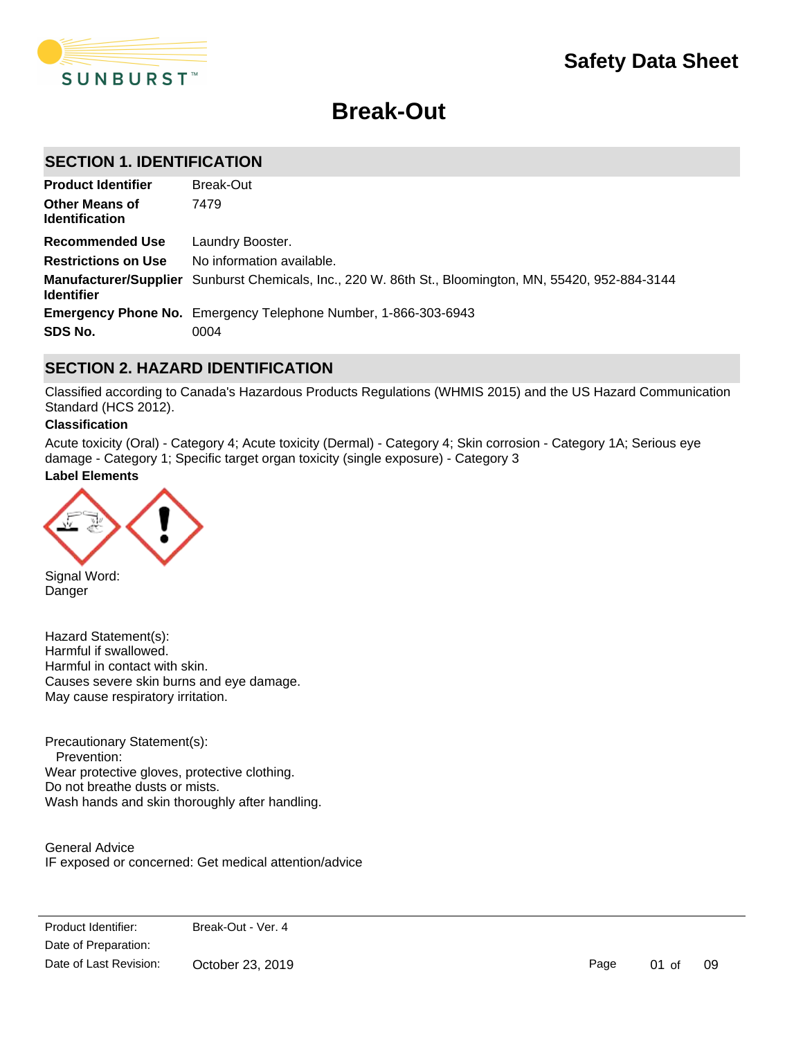# Safety Data Sheet

# Break-Out

## SECTION 1. IDENTIFICATION

| | |
|---|---|
| **Product Identifier** | Break-Out |
| **Other Means of Identification** | 7479 |
| **Recommended Use** | Laundry Booster. |
| **Restrictions on Use** | No information available. |
| **Manufacturer/Supplier Identifier** | Sunburst Chemicals, Inc., 220 W. 86th St., Bloomington, MN, 55420, 952-884-3144 |
| **Emergency Phone No.** | Emergency Telephone Number, 1-866-303-6943 |
| **SDS No.** | 0004 |

## SECTION 2. HAZARD IDENTIFICATION

Classified according to Canada's Hazardous Products Regulations (WHMIS 2015) and the US Hazard Communication Standard (HCS 2012).

**Classification**

Acute toxicity (Oral) - Category 4; Acute toxicity (Dermal) - Category 4; Skin corrosion - Category 1A; Serious eye damage - Category 1; Specific target organ toxicity (single exposure) - Category 3

**Label Elements**

Signal Word:
Danger

Hazard Statement(s):
Harmful if swallowed.
Harmful in contact with skin.
Causes severe skin burns and eye damage.
May cause respiratory irritation.

Precautionary Statement(s):
Prevention:
Wear protective gloves, protective clothing.
Do not breathe dusts or mists.
Wash hands and skin thoroughly after handling.

General Advice
IF exposed or concerned: Get medical attention/advice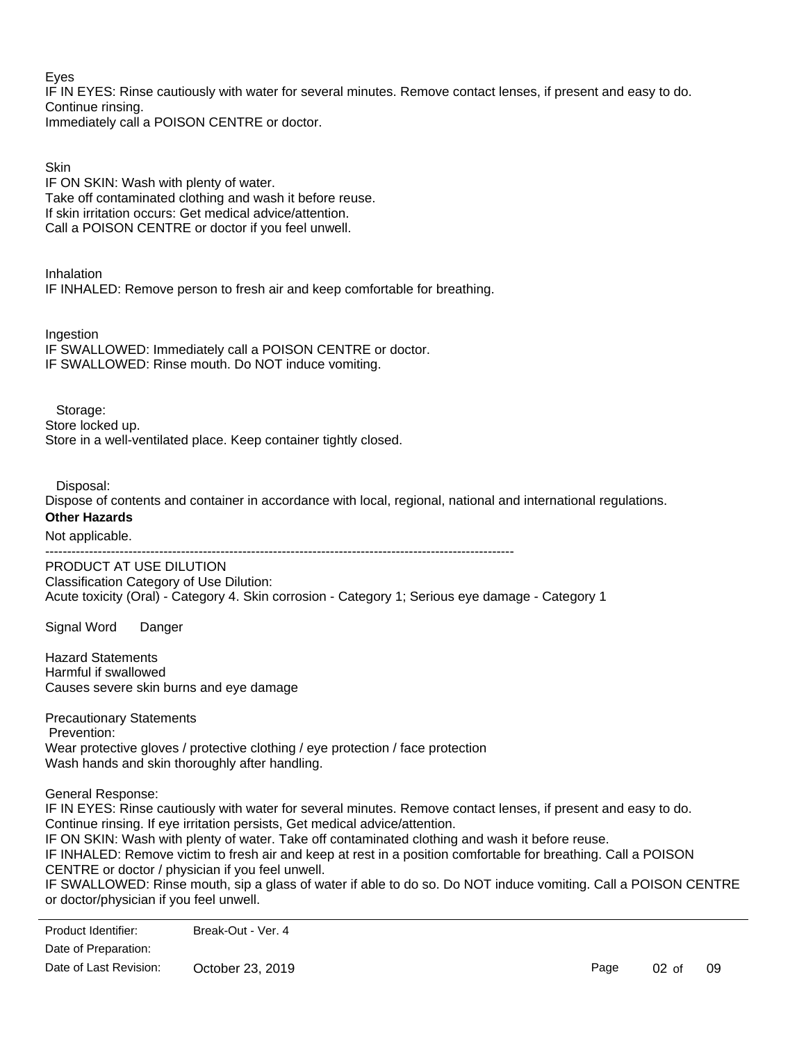Eyes

IF IN EYES: Rinse cautiously with water for several minutes. Remove contact lenses, if present and easy to do. Continue rinsing.

Immediately call a POISON CENTRE or doctor.

Skin

IF ON SKIN: Wash with plenty of water.

Take off contaminated clothing and wash it before reuse.

If skin irritation occurs: Get medical advice/attention.

Call a POISON CENTRE or doctor if you feel unwell.

Inhalation

IF INHALED: Remove person to fresh air and keep comfortable for breathing.

Ingestion

IF SWALLOWED: Immediately call a POISON CENTRE or doctor.

IF SWALLOWED: Rinse mouth. Do NOT induce vomiting.

Storage:

Store locked up.

Store in a well-ventilated place. Keep container tightly closed.

Disposal:

Dispose of contents and container in accordance with local, regional, national and international regulations.

**Other Hazards**

Not applicable.

---

PRODUCT AT USE DILUTION

Classification Category of Use Dilution:

Acute toxicity (Oral) - Category 4. Skin corrosion - Category 1; Serious eye damage - Category 1

Signal Word Danger

Hazard Statements

Harmful if swallowed

Causes severe skin burns and eye damage

Precautionary Statements

Prevention:

Wear protective gloves / protective clothing / eye protection / face protection

Wash hands and skin thoroughly after handling.

General Response:

IF IN EYES: Rinse cautiously with water for several minutes. Remove contact lenses, if present and easy to do. Continue rinsing. If eye irritation persists, Get medical advice/attention.

IF ON SKIN: Wash with plenty of water. Take off contaminated clothing and wash it before reuse.

IF INHALED: Remove victim to fresh air and keep at rest in a position comfortable for breathing. Call a POISON CENTRE or doctor / physician if you feel unwell.

IF SWALLOWED: Rinse mouth, sip a glass of water if able to do so. Do NOT induce vomiting. Call a POISON CENTRE or doctor/physician if you feel unwell.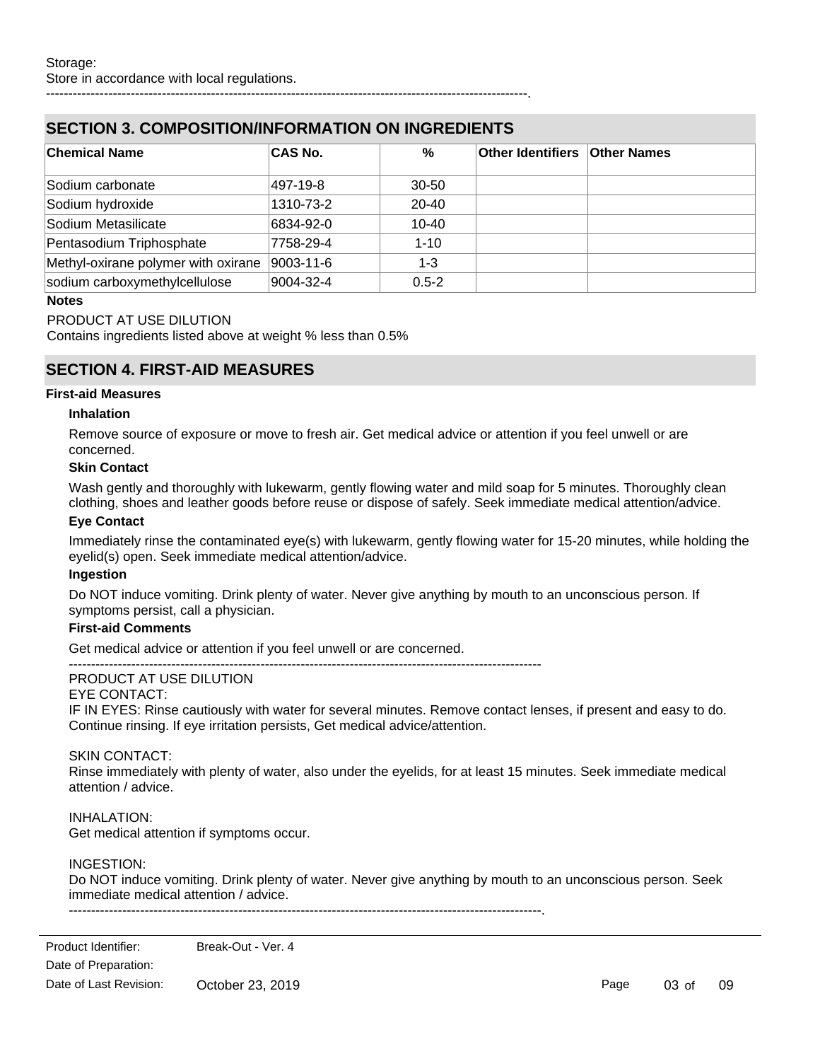Storage:
Store in accordance with local regulations.
------------------------------------------------------------------------------------------------------------.

## SECTION 3. COMPOSITION/INFORMATION ON INGREDIENTS

| Chemical Name | CAS No. | % | Other Identifiers | Other Names |
|---|---|---|---|---|
| Sodium carbonate | 497-19-8 | 30-50 | | |
| Sodium hydroxide | 1310-73-2 | 20-40 | | |
| Sodium Metasilicate | 6834-92-0 | 10-40 | | |
| Pentasodium Triphosphate | 7758-29-4 | 1-10 | | |
| Methyl-oxirane polymer with oxirane | 9003-11-6 | 1-3 | | |
| sodium carboxymethylcellulose | 9004-32-4 | 0.5-2 | | |

**Notes**

PRODUCT AT USE DILUTION
Contains ingredients listed above at weight % less than 0.5%

## SECTION 4. FIRST-AID MEASURES

**First-aid Measures**

**Inhalation**

Remove source of exposure or move to fresh air. Get medical advice or attention if you feel unwell or are concerned.

**Skin Contact**

Wash gently and thoroughly with lukewarm, gently flowing water and mild soap for 5 minutes. Thoroughly clean clothing, shoes and leather goods before reuse or dispose of safely. Seek immediate medical attention/advice.

**Eye Contact**

Immediately rinse the contaminated eye(s) with lukewarm, gently flowing water for 15-20 minutes, while holding the eyelid(s) open. Seek immediate medical attention/advice.

**Ingestion**

Do NOT induce vomiting. Drink plenty of water. Never give anything by mouth to an unconscious person. If symptoms persist, call a physician.

**First-aid Comments**

Get medical advice or attention if you feel unwell or are concerned.

------------------------------------------------------------------------------------------------------
PRODUCT AT USE DILUTION
EYE CONTACT:
IF IN EYES: Rinse cautiously with water for several minutes. Remove contact lenses, if present and easy to do. Continue rinsing. If eye irritation persists, Get medical advice/attention.

SKIN CONTACT:
Rinse immediately with plenty of water, also under the eyelids, for at least 15 minutes. Seek immediate medical attention / advice.

INHALATION:
Get medical attention if symptoms occur.

INGESTION:
Do NOT induce vomiting. Drink plenty of water. Never give anything by mouth to an unconscious person. Seek immediate medical attention / advice.
------------------------------------------------------------------------------------------------------------.

Product Identifier: Break-Out - Ver. 4
Date of Preparation:
Date of Last Revision: October 23, 2019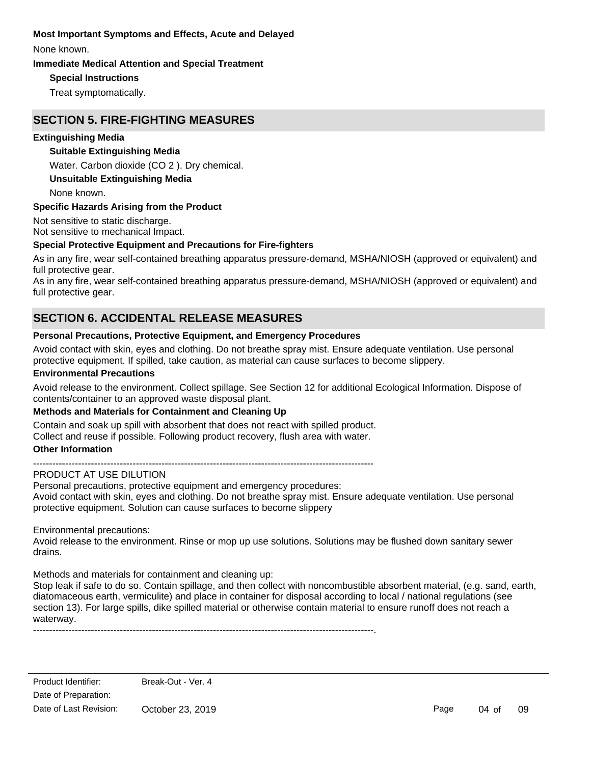**Most Important Symptoms and Effects, Acute and Delayed**

None known.

**Immediate Medical Attention and Special Treatment**

**Special Instructions**

Treat symptomatically.

## SECTION 5. FIRE-FIGHTING MEASURES

**Extinguishing Media**

**Suitable Extinguishing Media**

Water. Carbon dioxide ($CO_2$). Dry chemical.

**Unsuitable Extinguishing Media**

None known.

**Specific Hazards Arising from the Product**

Not sensitive to static discharge.
Not sensitive to mechanical Impact.

**Special Protective Equipment and Precautions for Fire-fighters**

As in any fire, wear self-contained breathing apparatus pressure-demand, MSHA/NIOSH (approved or equivalent) and full protective gear.
As in any fire, wear self-contained breathing apparatus pressure-demand, MSHA/NIOSH (approved or equivalent) and full protective gear.

## SECTION 6. ACCIDENTAL RELEASE MEASURES

**Personal Precautions, Protective Equipment, and Emergency Procedures**

Avoid contact with skin, eyes and clothing. Do not breathe spray mist. Ensure adequate ventilation. Use personal protective equipment. If spilled, take caution, as material can cause surfaces to become slippery.

**Environmental Precautions**

Avoid release to the environment. Collect spillage. See Section 12 for additional Ecological Information. Dispose of contents/container to an approved waste disposal plant.

**Methods and Materials for Containment and Cleaning Up**

Contain and soak up spill with absorbent that does not react with spilled product.
Collect and reuse if possible. Following product recovery, flush area with water.

**Other Information**

---------------------------------------------------------------------------------------------------------

PRODUCT AT USE DILUTION

Personal precautions, protective equipment and emergency procedures:
Avoid contact with skin, eyes and clothing. Do not breathe spray mist. Ensure adequate ventilation. Use personal protective equipment. Solution can cause surfaces to become slippery

Environmental precautions:
Avoid release to the environment. Rinse or mop up use solutions. Solutions may be flushed down sanitary sewer drains.

Methods and materials for containment and cleaning up:
Stop leak if safe to do so. Contain spillage, and then collect with noncombustible absorbent material, (e.g. sand, earth, diatomaceous earth, vermiculite) and place in container for disposal according to local / national regulations (see section 13). For large spills, dike spilled material or otherwise contain material to ensure runoff does not reach a waterway.

---------------------------------------------------------------------------------------------------------.

| Product Identifier: | Break-Out - Ver. 4 |
| --- | --- |
| Date of Preparation: | |
| Date of Last Revision: | October 23, 2019 |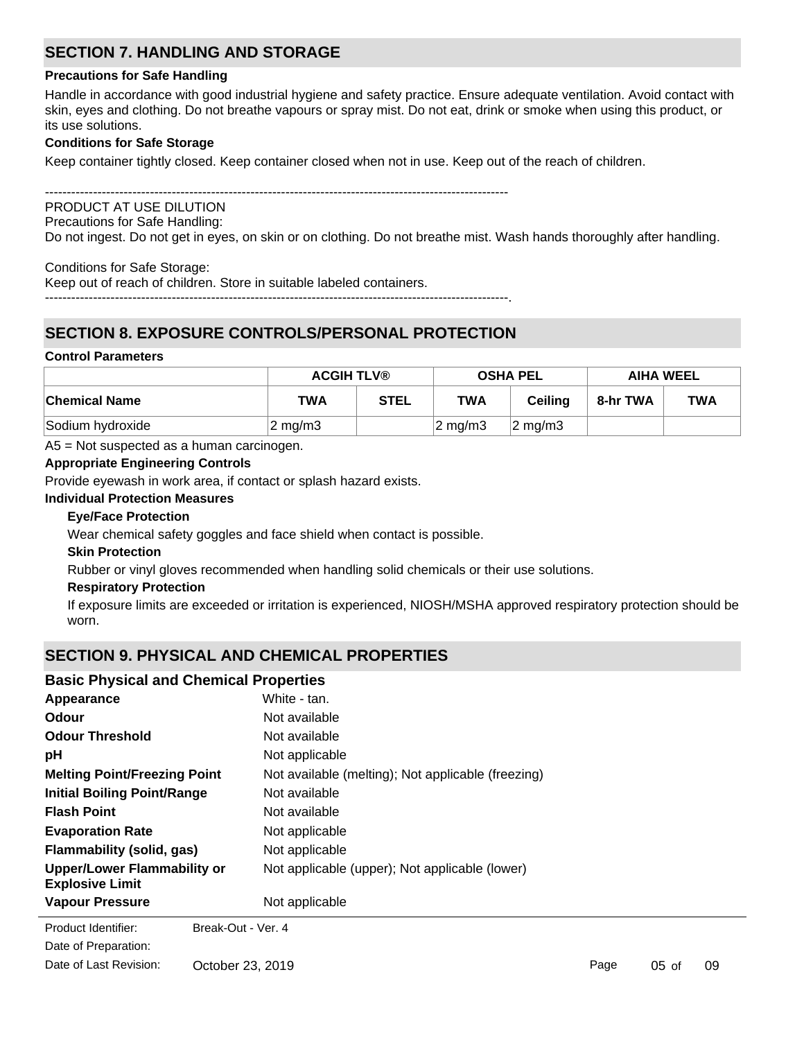## SECTION 7. HANDLING AND STORAGE

**Precautions for Safe Handling**

Handle in accordance with good industrial hygiene and safety practice. Ensure adequate ventilation. Avoid contact with skin, eyes and clothing. Do not breathe vapours or spray mist. Do not eat, drink or smoke when using this product, or its use solutions.

**Conditions for Safe Storage**

Keep container tightly closed. Keep container closed when not in use. Keep out of the reach of children.

---------------------------------------------------------------------------------------------------------

PRODUCT AT USE DILUTION

Precautions for Safe Handling:

Do not ingest. Do not get in eyes, on skin or on clothing. Do not breathe mist. Wash hands thoroughly after handling.

Conditions for Safe Storage:

Keep out of reach of children. Store in suitable labeled containers.

---------------------------------------------------------------------------------------------------------.

## SECTION 8. EXPOSURE CONTROLS/PERSONAL PROTECTION

**Control Parameters**

| | ACGIH TLV® | | OSHA PEL | | AIHA WEEL | |
|---|---|---|---|---|---|---|
| **Chemical Name** | **TWA** | **STEL** | **TWA** | **Ceiling** | **8-hr TWA** | **TWA** |
| Sodium hydroxide | 2 mg/m3 | | 2 mg/m3 | 2 mg/m3 | | |

A5 = Not suspected as a human carcinogen.

**Appropriate Engineering Controls**

Provide eyewash in work area, if contact or splash hazard exists.

**Individual Protection Measures**

**Eye/Face Protection**

Wear chemical safety goggles and face shield when contact is possible.

**Skin Protection**

Rubber or vinyl gloves recommended when handling solid chemicals or their use solutions.

**Respiratory Protection**

If exposure limits are exceeded or irritation is experienced, NIOSH/MSHA approved respiratory protection should be worn.

## SECTION 9. PHYSICAL AND CHEMICAL PROPERTIES

### Basic Physical and Chemical Properties

| | |
|---|---|
| **Appearance** | White - tan. |
| **Odour** | Not available |
| **Odour Threshold** | Not available |
| **pH** | Not applicable |
| **Melting Point/Freezing Point** | Not available (melting); Not applicable (freezing) |
| **Initial Boiling Point/Range** | Not available |
| **Flash Point** | Not available |
| **Evaporation Rate** | Not applicable |
| **Flammability (solid, gas)** | Not applicable |
| **Upper/Lower Flammability or Explosive Limit** | Not applicable (upper); Not applicable (lower) |
| **Vapour Pressure** | Not applicable |

Product Identifier: Break-Out - Ver. 4

Date of Preparation:

Date of Last Revision: October 23, 2019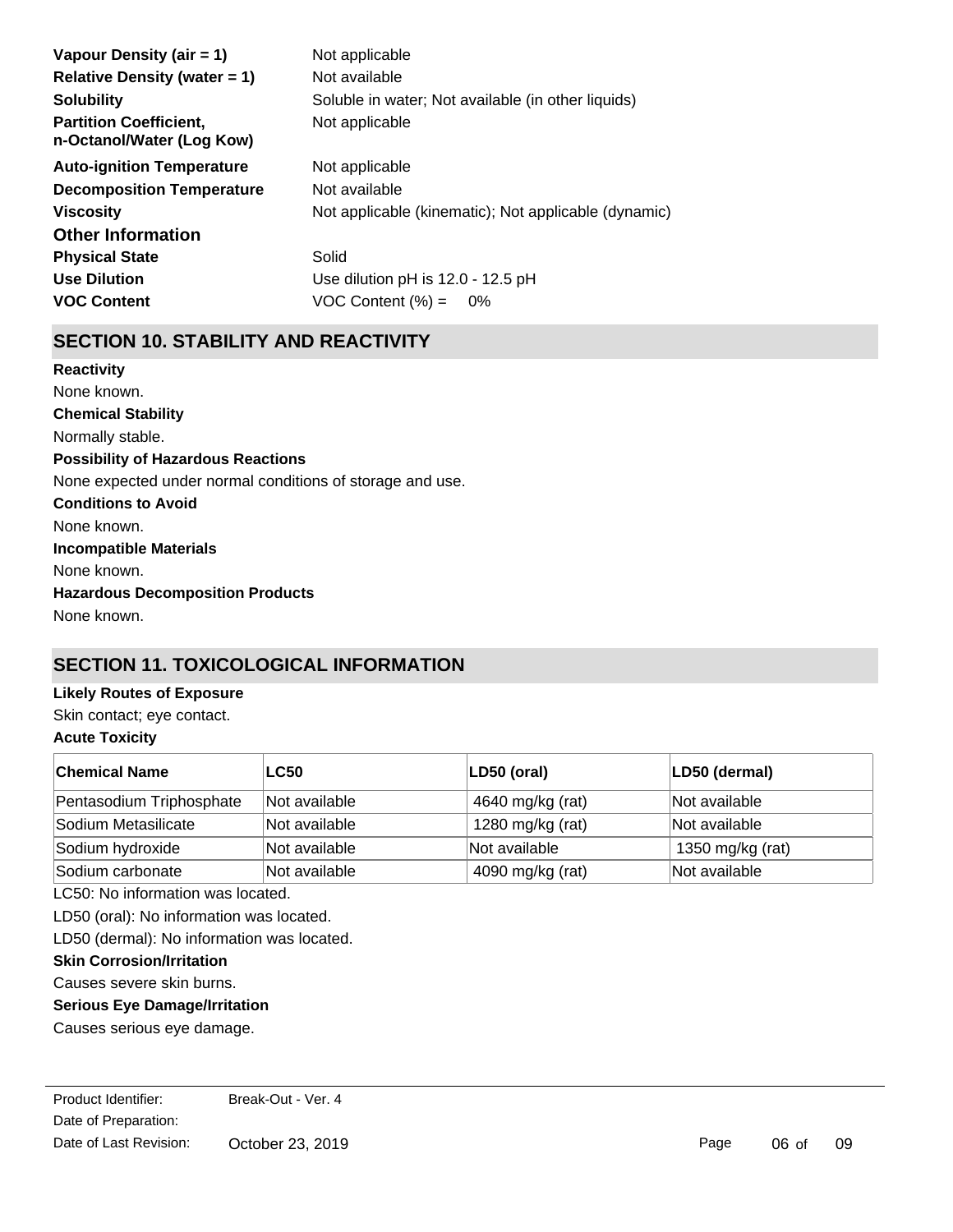| | |
|---|---|
| **Vapour Density (air = 1)** | Not applicable |
| **Relative Density (water = 1)** | Not available |
| **Solubility** | Soluble in water; Not available (in other liquids) |
| **Partition Coefficient, n-Octanol/Water (Log Kow)** | Not applicable |
| **Auto-ignition Temperature** | Not applicable |
| **Decomposition Temperature** | Not available |
| **Viscosity** | Not applicable (kinematic); Not applicable (dynamic) |

### Other Information

| | |
|---|---|
| **Physical State** | Solid |
| **Use Dilution** | Use dilution pH is 12.0 - 12.5 pH |
| **VOC Content** | VOC Content (%) = 0% |

## SECTION 10. STABILITY AND REACTIVITY

**Reactivity**

None known.

**Chemical Stability**

Normally stable.

**Possibility of Hazardous Reactions**

None expected under normal conditions of storage and use.

**Conditions to Avoid**

None known.

**Incompatible Materials**

None known.

**Hazardous Decomposition Products**

None known.

## SECTION 11. TOXICOLOGICAL INFORMATION

**Likely Routes of Exposure**

Skin contact; eye contact.

**Acute Toxicity**

| Chemical Name | LC50 | LD50 (oral) | LD50 (dermal) |
|---|---|---|---|
| Pentasodium Triphosphate | Not available | 4640 mg/kg (rat) | Not available |
| Sodium Metasilicate | Not available | 1280 mg/kg (rat) | Not available |
| Sodium hydroxide | Not available | Not available | 1350 mg/kg (rat) |
| Sodium carbonate | Not available | 4090 mg/kg (rat) | Not available |

LC50: No information was located.

LD50 (oral): No information was located.

LD50 (dermal): No information was located.

**Skin Corrosion/Irritation**

Causes severe skin burns.

**Serious Eye Damage/Irritation**

Causes serious eye damage.

Product Identifier: Break-Out - Ver. 4
Date of Preparation:
Date of Last Revision: October 23, 2019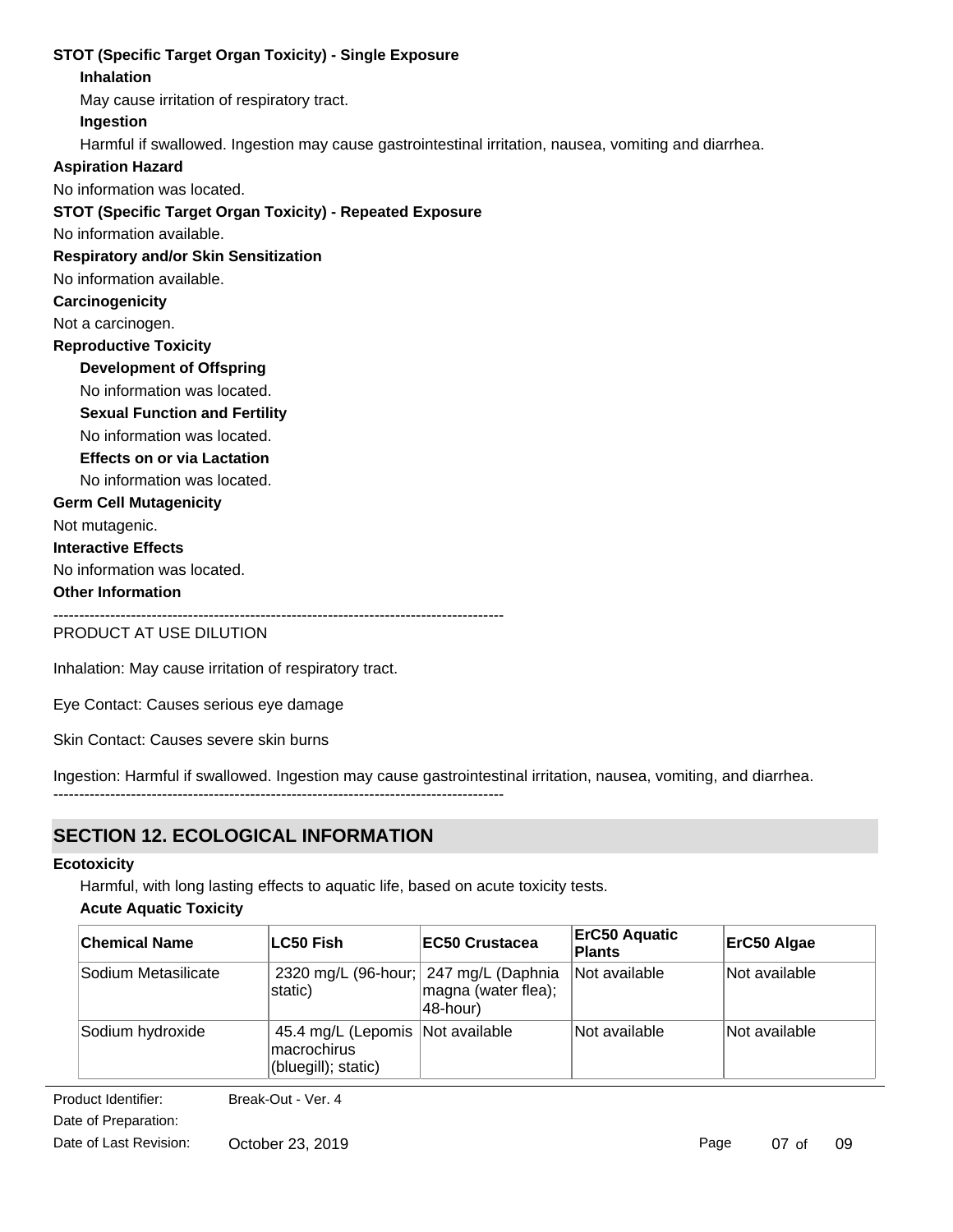**STOT (Specific Target Organ Toxicity) - Single Exposure**

**Inhalation**

May cause irritation of respiratory tract.

**Ingestion**

Harmful if swallowed. Ingestion may cause gastrointestinal irritation, nausea, vomiting and diarrhea.

**Aspiration Hazard**

No information was located.

**STOT (Specific Target Organ Toxicity) - Repeated Exposure**

No information available.

**Respiratory and/or Skin Sensitization**

No information available.

**Carcinogenicity**

Not a carcinogen.

**Reproductive Toxicity**

**Development of Offspring**

No information was located.

**Sexual Function and Fertility**

No information was located.

**Effects on or via Lactation**

No information was located.

**Germ Cell Mutagenicity**

Not mutagenic.

**Interactive Effects**

No information was located.

**Other Information**

--------------------------------------------------------------------------------------

PRODUCT AT USE DILUTION

Inhalation: May cause irritation of respiratory tract.

Eye Contact: Causes serious eye damage

Skin Contact: Causes severe skin burns

Ingestion: Harmful if swallowed. Ingestion may cause gastrointestinal irritation, nausea, vomiting, and diarrhea.

--------------------------------------------------------------------------------------

## SECTION 12. ECOLOGICAL INFORMATION

**Ecotoxicity**

Harmful, with long lasting effects to aquatic life, based on acute toxicity tests.

**Acute Aquatic Toxicity**

| Chemical Name | LC50 Fish | EC50 Crustacea | ErC50 Aquatic Plants | ErC50 Algae |
|---|---|---|---|---|
| Sodium Metasilicate | 2320 mg/L (96-hour; static) | 247 mg/L (Daphnia magna (water flea); 48-hour) | Not available | Not available |
| Sodium hydroxide | 45.4 mg/L (Lepomis macrochirus (bluegill); static) | Not available | Not available | Not available |

Product Identifier: Break-Out - Ver. 4

Date of Preparation:

Date of Last Revision: October 23, 2019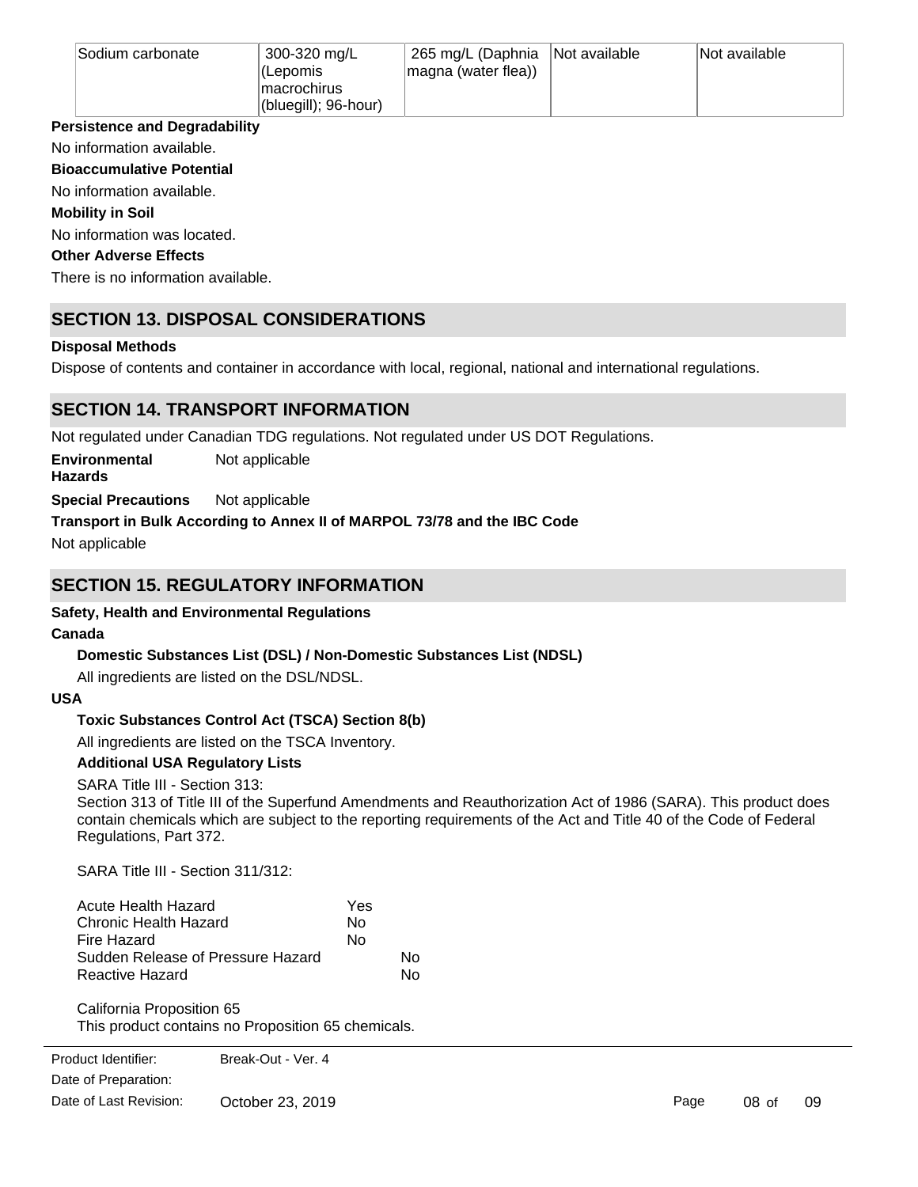| Sodium carbonate | 300-320 mg/L (Lepomis macrochirus (bluegill); 96-hour) | 265 mg/L (Daphnia magna (water flea)) | Not available | Not available |
|---|---|---|---|---|

**Persistence and Degradability**

No information available.

**Bioaccumulative Potential**

No information available.

**Mobility in Soil**

No information was located.

**Other Adverse Effects**

There is no information available.

## SECTION 13. DISPOSAL CONSIDERATIONS

**Disposal Methods**

Dispose of contents and container in accordance with local, regional, national and international regulations.

## SECTION 14. TRANSPORT INFORMATION

Not regulated under Canadian TDG regulations. Not regulated under US DOT Regulations.

**Environmental Hazards** Not applicable

**Special Precautions** Not applicable

**Transport in Bulk According to Annex II of MARPOL 73/78 and the IBC Code**

Not applicable

## SECTION 15. REGULATORY INFORMATION

**Safety, Health and Environmental Regulations**

**Canada**

**Domestic Substances List (DSL) / Non-Domestic Substances List (NDSL)**

All ingredients are listed on the DSL/NDSL.

**USA**

**Toxic Substances Control Act (TSCA) Section 8(b)**

All ingredients are listed on the TSCA Inventory.

**Additional USA Regulatory Lists**

SARA Title III - Section 313:
Section 313 of Title III of the Superfund Amendments and Reauthorization Act of 1986 (SARA). This product does contain chemicals which are subject to the reporting requirements of the Act and Title 40 of the Code of Federal Regulations, Part 372.

SARA Title III - Section 311/312:

| | |
|---|---|
| Acute Health Hazard | Yes |
| Chronic Health Hazard | No |
| Fire Hazard | No |
| Sudden Release of Pressure Hazard | No |
| Reactive Hazard | No |

California Proposition 65
This product contains no Proposition 65 chemicals.

Product Identifier: Break-Out - Ver. 4
Date of Preparation:
Date of Last Revision: October 23, 2019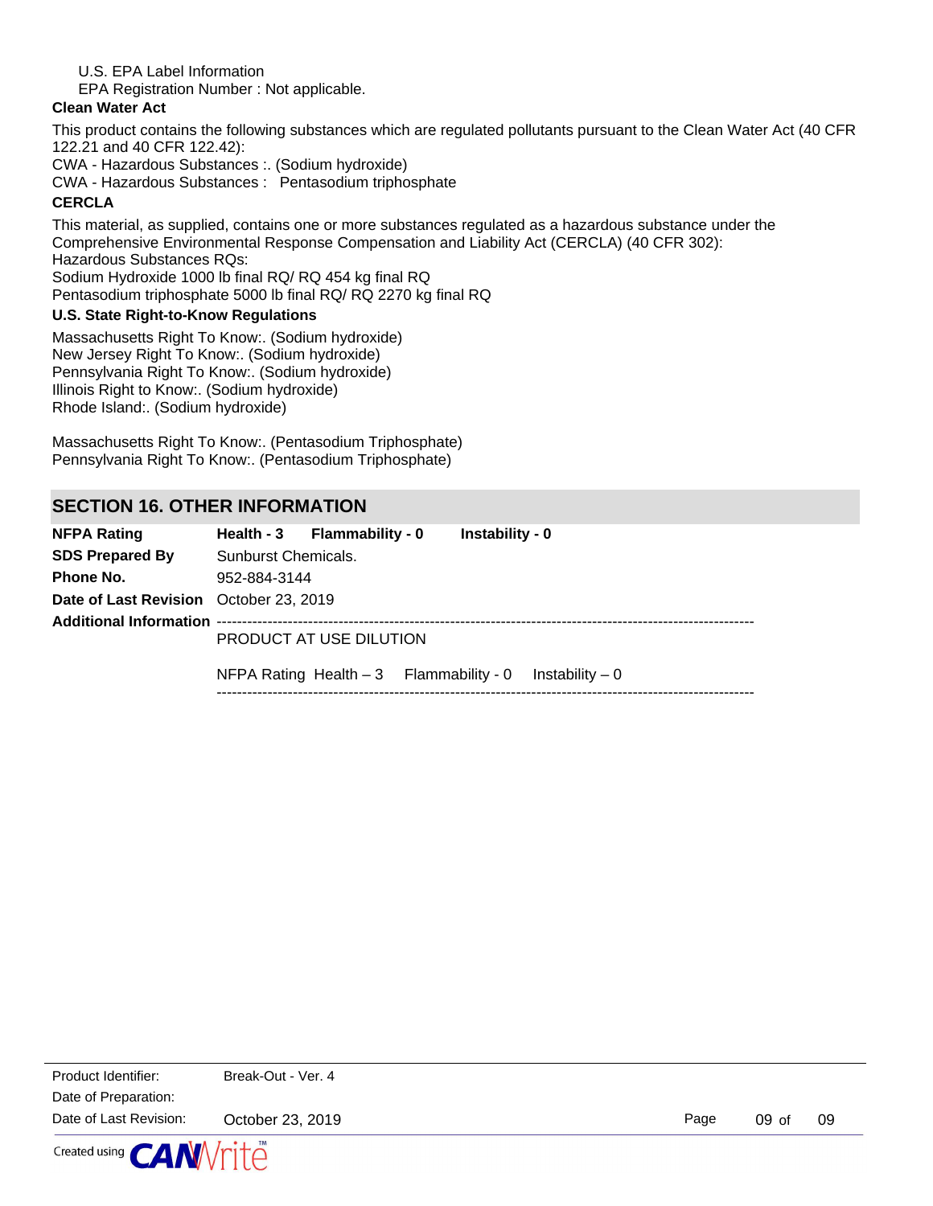U.S. EPA Label Information

EPA Registration Number : Not applicable.

**Clean Water Act**

This product contains the following substances which are regulated pollutants pursuant to the Clean Water Act (40 CFR 122.21 and 40 CFR 122.42):

CWA - Hazardous Substances :. (Sodium hydroxide)

CWA - Hazardous Substances : Pentasodium triphosphate

**CERCLA**

This material, as supplied, contains one or more substances regulated as a hazardous substance under the Comprehensive Environmental Response Compensation and Liability Act (CERCLA) (40 CFR 302):

Hazardous Substances RQs:

Sodium Hydroxide 1000 lb final RQ/ RQ 454 kg final RQ

Pentasodium triphosphate 5000 lb final RQ/ RQ 2270 kg final RQ

**U.S. State Right-to-Know Regulations**

Massachusetts Right To Know:. (Sodium hydroxide)

New Jersey Right To Know:. (Sodium hydroxide)

Pennsylvania Right To Know:. (Sodium hydroxide)

Illinois Right to Know:. (Sodium hydroxide)

Rhode Island:. (Sodium hydroxide)

Massachusetts Right To Know:. (Pentasodium Triphosphate)

Pennsylvania Right To Know:. (Pentasodium Triphosphate)

## SECTION 16. OTHER INFORMATION

| | |
|---|---|
| **NFPA Rating** | **Health - 3 Flammability - 0 Instability - 0** |
| **SDS Prepared By** | Sunburst Chemicals. |
| **Phone No.** | 952-884-3144 |
| **Date of Last Revision** | October 23, 2019 |
| **Additional Information** | PRODUCT AT USE DILUTION<br>NFPA Rating Health – 3 Flammability - 0 Instability – 0 |

Product Identifier: Break-Out - Ver. 4

Date of Preparation:

Date of Last Revision: October 23, 2019